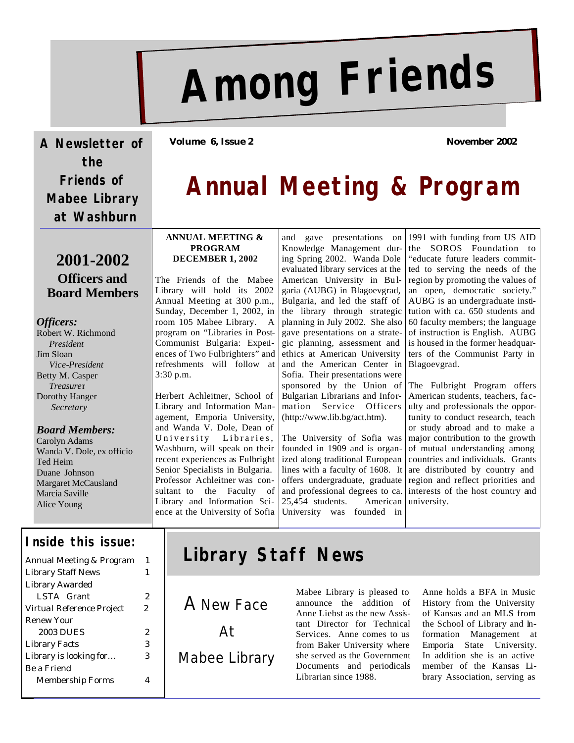# Among Friends

**A Newsletter of the Friends of Mabee Library at Washburn**

**Volume 6, Issue 2** **November 2002**

## 2001-2002 Officers and Board Members

***Officers:***

Robert W. Richmond
*President*
Jim Sloan
*Vice-President*
Betty M. Casper
*Treasurer*
Dorothy Hanger
*Secretary*

***Board Members:***

Carolyn Adams
Wanda V. Dole, ex officio
Ted Heim
Duane Johnson
Margaret McCausland
Marcia Saville
Alice Young

## Inside this issue:

| | |
|---|---|
| Annual Meeting & Program | 1 |
| Library Staff News | 1 |
| Library Awarded LSTA Grant | 2 |
| Virtual Reference Project | 2 |
| Renew Your 2003 DUES | 2 |
| Library Facts | 3 |
| Library is looking for… | 3 |
| Be a Friend Membership Forms | 4 |

# Annual Meeting & Program

**ANNUAL MEETING & PROGRAM DECEMBER 1, 2002**

The Friends of the Mabee Library will hold its 2002 Annual Meeting at 3:00 p.m., Sunday, December 1, 2002, in room 105 Mabee Library. A program on "Libraries in Post-Communist Bulgaria: Experiences of Two Fulbrighters" and refreshments will follow at 3:30 p.m.

Herbert Achleitner, School of Library and Information Management, Emporia University, and Wanda V. Dole, Dean of University Libraries, Washburn, will speak on their recent experiences as Fulbright Senior Specialists in Bulgaria. Professor Achleitner was consultant to the Faculty of Library and Information Science at the University of Sofia and gave presentations on Knowledge Management during Spring 2002. Wanda Dole evaluated library services at the American University in Bulgaria (AUBG) in Blagoevgrad, Bulgaria, and led the staff of the library through strategic planning in July 2002. She also gave presentations on a strategic planning, assessment and ethics at American University and the American Center in Sofia. Their presentations were sponsored by the Union of Bulgarian Librarians and Information Service Officers (http://www.lib.bg/act.htm).

The University of Sofia was founded in 1909 and is organized along traditional European lines with a faculty of 1608. It offers undergraduate, graduate and professional degrees to ca. 25,454 students. American University was founded in 1991 with funding from US AID the SOROS Foundation to "educate future leaders committed to serving the needs of the region by promoting the values of an open, democratic society." AUBG is an undergraduate institution with ca. 650 students and 60 faculty members; the language of instruction is English. AUBG is housed in the former headquarters of the Communist Party in Blagoevgrad.

The Fulbright Program offers American students, teachers, faculty and professionals the opportunity to conduct research, teach or study abroad and to make a major contribution to the growth of mutual understanding among countries and individuals. Grants are distributed by country and region and reflect priorities and interests of the host country and university.

# Library Staff News

## A New Face At Mabee Library

Mabee Library is pleased to announce the addition of Anne Liebst as the new Assistant Director for Technical Services. Anne comes to us from Baker University where she served as the Government Documents and periodicals Librarian since 1988.

Anne holds a BFA in Music History from the University of Kansas and an MLS from the School of Library and Information Management at Emporia State University. In addition she is an active member of the Kansas Library Association, serving as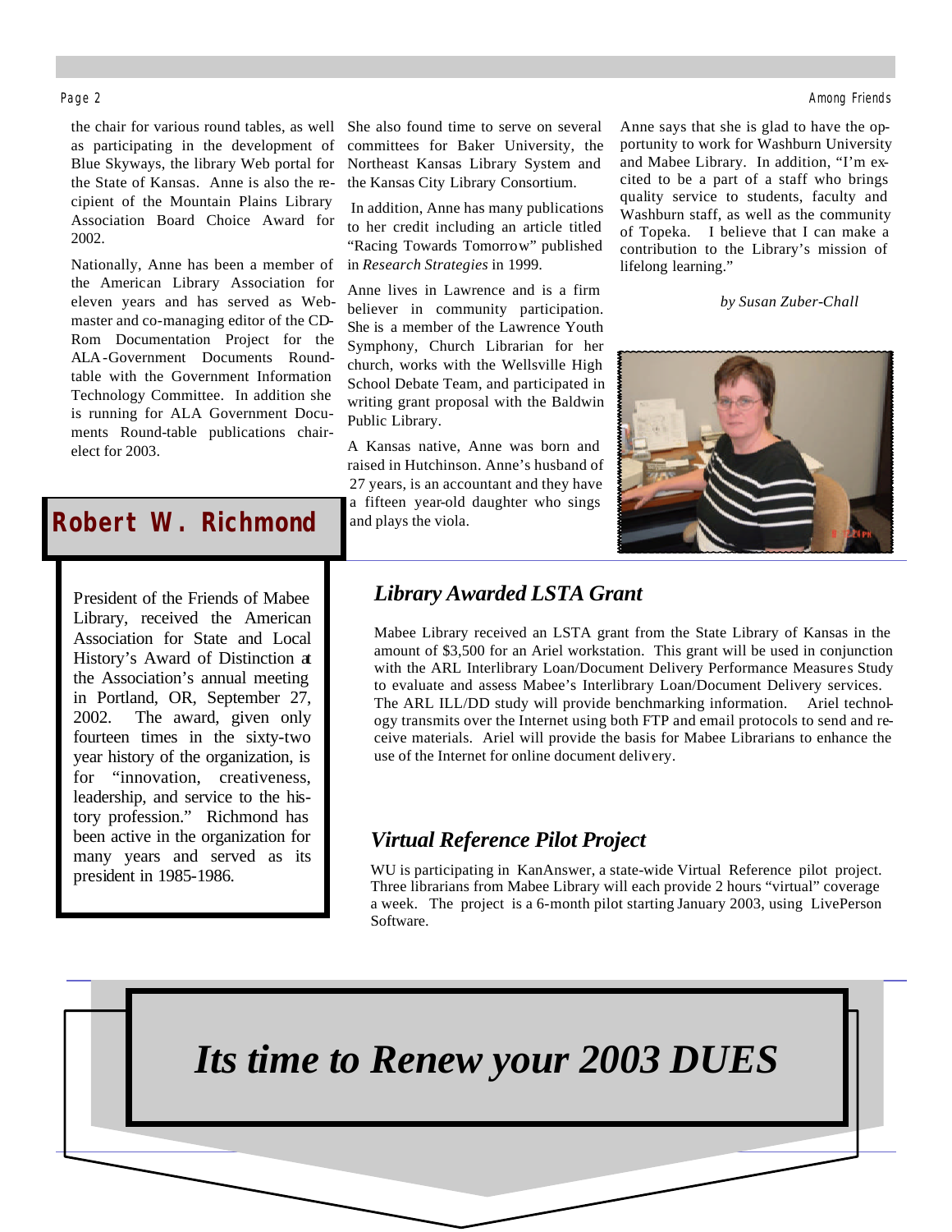the chair for various round tables, as well as participating in the development of Blue Skyways, the library Web portal for the State of Kansas. Anne is also the recipient of the Mountain Plains Library Association Board Choice Award for 2002.

Nationally, Anne has been a member of the American Library Association for eleven years and has served as Webmaster and co-managing editor of the CD-Rom Documentation Project for the ALA-Government Documents Roundtable with the Government Information Technology Committee. In addition she is running for ALA Government Documents Round-table publications chair-elect for 2003.

She also found time to serve on several committees for Baker University, the Northeast Kansas Library System and the Kansas City Library Consortium.

In addition, Anne has many publications to her credit including an article titled "Racing Towards Tomorrow" published in *Research Strategies* in 1999.

Anne lives in Lawrence and is a firm believer in community participation. She is a member of the Lawrence Youth Symphony, Church Librarian for her church, works with the Wellsville High School Debate Team, and participated in writing grant proposal with the Baldwin Public Library.

A Kansas native, Anne was born and raised in Hutchinson. Anne's husband of 27 years, is an accountant and they have a fifteen year-old daughter who sings and plays the viola.

Anne says that she is glad to have the opportunity to work for Washburn University and Mabee Library. In addition, "I'm excited to be a part of a staff who brings quality service to students, faculty and Washburn staff, as well as the community of Topeka. I believe that I can make a contribution to the Library's mission of lifelong learning."

*by Susan Zuber-Chall*

## Robert W. Richmond

President of the Friends of Mabee Library, received the American Association for State and Local History's Award of Distinction at the Association's annual meeting in Portland, OR, September 27, 2002. The award, given only fourteen times in the sixty-two year history of the organization, is for "innovation, creativeness, leadership, and service to the history profession." Richmond has been active in the organization for many years and served as its president in 1985-1986.

## *Library Awarded LSTA Grant*

Mabee Library received an LSTA grant from the State Library of Kansas in the amount of $3,500 for an Ariel workstation. This grant will be used in conjunction with the ARL Interlibrary Loan/Document Delivery Performance Measures Study to evaluate and assess Mabee's Interlibrary Loan/Document Delivery services. The ARL ILL/DD study will provide benchmarking information. Ariel technology transmits over the Internet using both FTP and email protocols to send and receive materials. Ariel will provide the basis for Mabee Librarians to enhance the use of the Internet for online document delivery.

## *Virtual Reference Pilot Project*

WU is participating in KanAnswer, a state-wide Virtual Reference pilot project. Three librarians from Mabee Library will each provide 2 hours "virtual" coverage a week. The project is a 6-month pilot starting January 2003, using LivePerson Software.

# *Its time to Renew your 2003 DUES*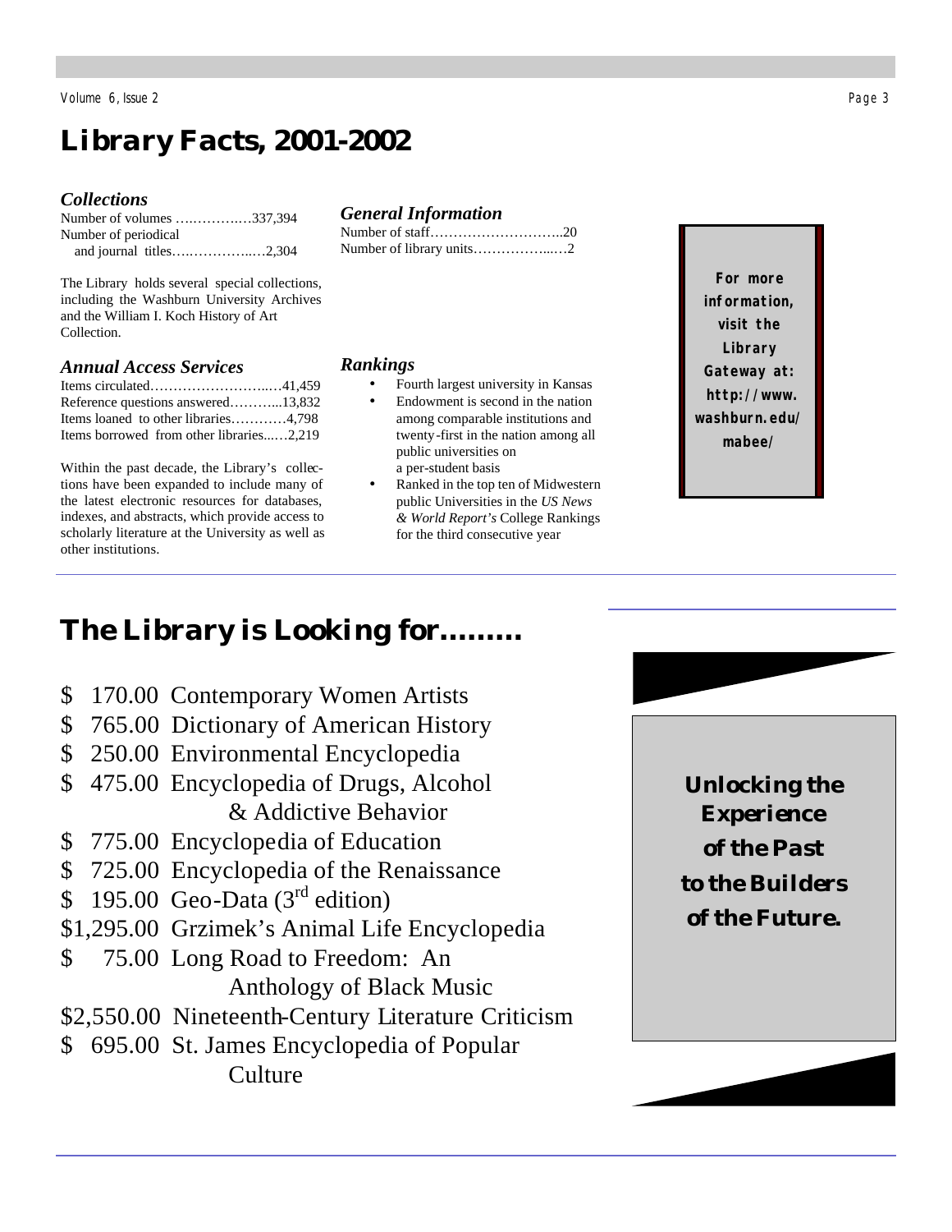# Library Facts, 2001-2002

### *Collections*

Number of volumes ….……….…337,394
Number of periodical and journal titles….…………..…2,304

The Library holds several special collections, including the Washburn University Archives and the William I. Koch History of Art Collection.

### *Annual Access Services*

Items circulated……………………...…41,459
Reference questions answered………...13,832
Items loaned to other libraries…………4,798
Items borrowed from other libraries...…2,219

Within the past decade, the Library's collections have been expanded to include many of the latest electronic resources for databases, indexes, and abstracts, which provide access to scholarly literature at the University as well as other institutions.

### *General Information*

Number of staff………………………..20
Number of library units……………...…2

### *Rankings*

- Fourth largest university in Kansas
- Endowment is second in the nation among comparable institutions and twenty-first in the nation among all public universities on a per-student basis
- Ranked in the top ten of Midwestern public Universities in the *US News & World Report's* College Rankings for the third consecutive year

**For more information, visit the Library Gateway at: http://www.washburn.edu/mabee/**

# The Library is Looking for………

- \$ 170.00 Contemporary Women Artists
- \$ 765.00 Dictionary of American History
- \$ 250.00 Environmental Encyclopedia
- \$ 475.00 Encyclopedia of Drugs, Alcohol & Addictive Behavior
- \$ 775.00 Encyclopedia of Education
- \$ 725.00 Encyclopedia of the Renaissance
- \$ 195.00 Geo-Data (3rd edition)
- \$1,295.00 Grzimek's Animal Life Encyclopedia
- \$ 75.00 Long Road to Freedom: An Anthology of Black Music
- \$2,550.00 Nineteenth-Century Literature Criticism
- \$ 695.00 St. James Encyclopedia of Popular Culture

**Unlocking the Experience of the Past to the Builders of the Future.**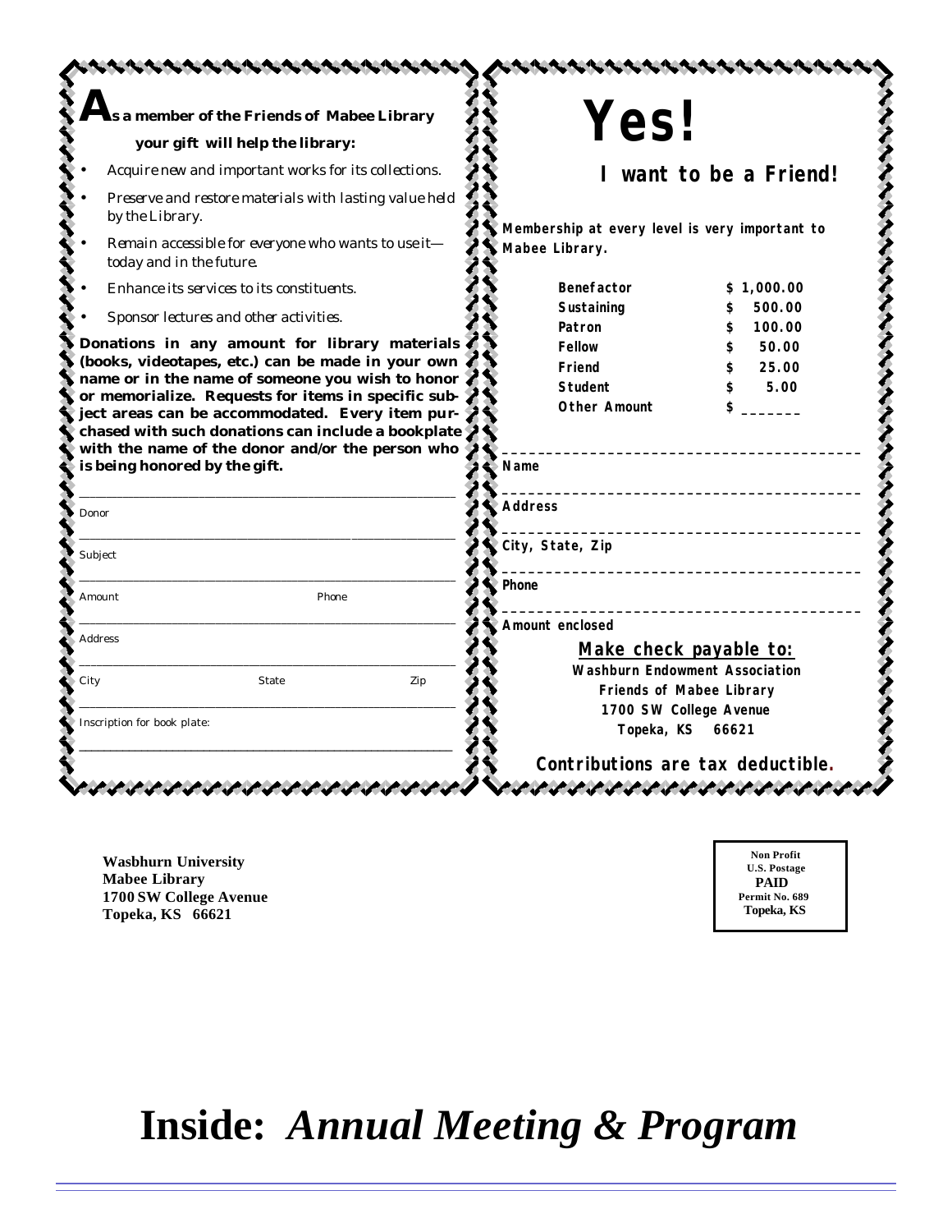**As a member of the Friends of Mabee Library your gift will help the library:**

- *Acquire new and important works for its collections.*
- *Preserve and restore materials with lasting value held by the Library.*
- *Remain accessible for everyone who wants to use it—today and in the future.*
- *Enhance its services to its constituents.*
- *Sponsor lectures and other activities.*

**Donations in any amount for library materials (books, videotapes, etc.) can be made in your own name or in the name of someone you wish to honor or memorialize. Requests for items in specific subject areas can be accommodated. Every item purchased with such donations can include a bookplate with the name of the donor and/or the person who is being honored by the gift.**

Donor ______________________________

Subject ______________________________

Amount ______________________________ Phone ______________________________

Address ______________________________

City ______________________________ State ______________________________ Zip ______________________________

Inscription for book plate: ______________________________

# Yes!

## I want to be a Friend!

**Membership at every level is very important to Mabee Library.**

| | |
|---|---|
| **Benefactor** | **$ 1,000.00** |
| **Sustaining** | **$ 500.00** |
| **Patron** | **$ 100.00** |
| **Fellow** | **$ 50.00** |
| **Friend** | **$ 25.00** |
| **Student** | **$ 5.00** |
| **Other Amount** | **$ _______** |

**Name** ______________________________

**Address** ______________________________

**City, State, Zip** ______________________________

**Phone** ______________________________

**Amount enclosed** ______________________________

**Make check payable to:**

**Washburn Endowment Association**
**Friends of Mabee Library**
**1700 SW College Avenue**
**Topeka, KS 66621**

**Contributions are tax deductible.**

**Wasbhurn University**
**Mabee Library**
**1700 SW College Avenue**
**Topeka, KS 66621**

Non Profit
U.S. Postage
**PAID**
Permit No. 689
Topeka, KS

# Inside: *Annual Meeting & Program*